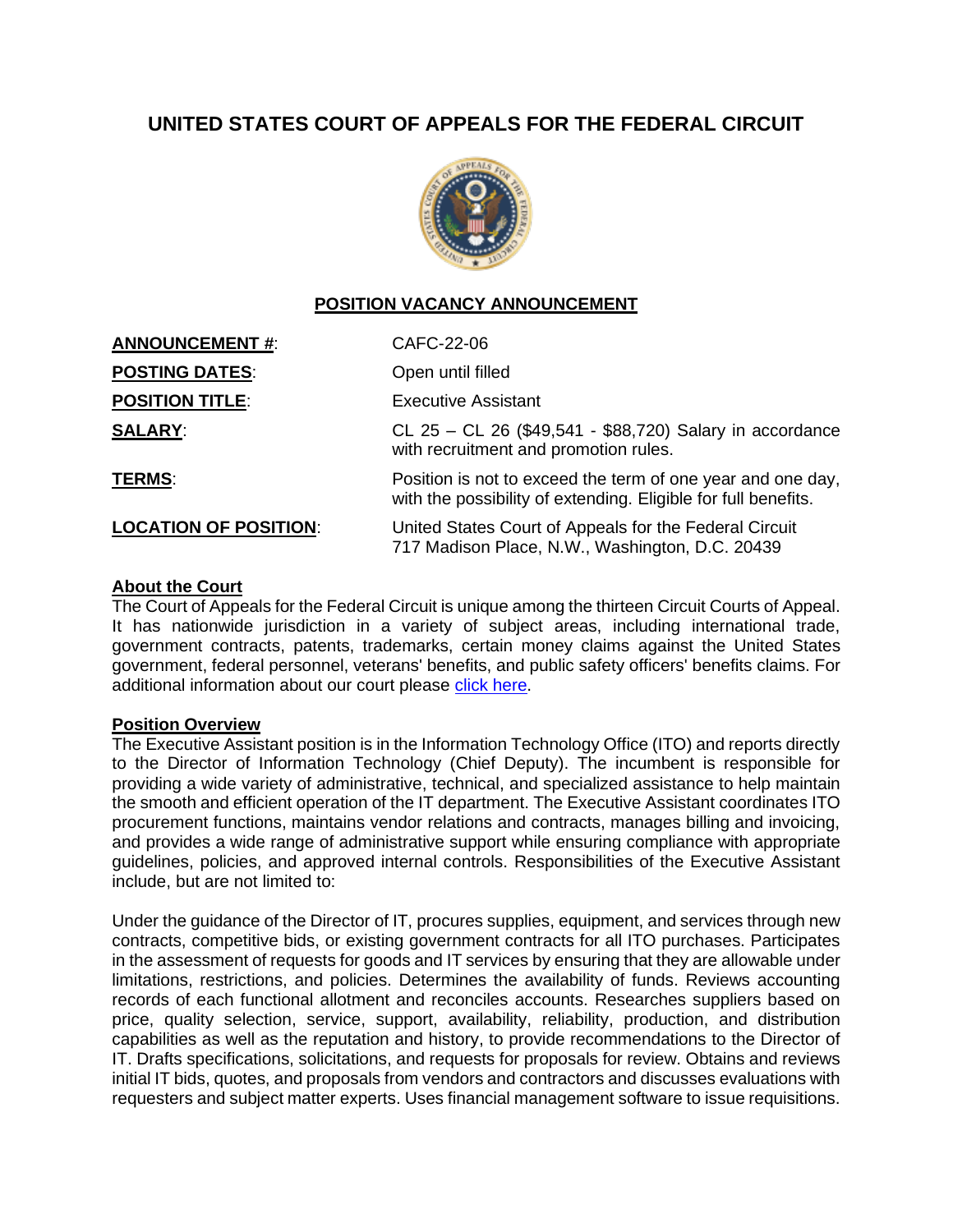# UNITED STATES COURT OF APPEALS FOR THE FEDERAL CIRCUIT

## POSITION VACANCY ANNOUNCEMENT

| | |
|---|---|
| **ANNOUNCEMENT #**: | CAFC-22-06 |
| **POSTING DATES**: | Open until filled |
| **POSITION TITLE**: | Executive Assistant |
| **SALARY**: | CL 25 – CL 26 ($49,541 - $88,720) Salary in accordance with recruitment and promotion rules. |
| **TERMS**: | Position is not to exceed the term of one year and one day, with the possibility of extending. Eligible for full benefits. |
| **LOCATION OF POSITION**: | United States Court of Appeals for the Federal Circuit<br>717 Madison Place, N.W., Washington, D.C. 20439 |

**About the Court**

The Court of Appeals for the Federal Circuit is unique among the thirteen Circuit Courts of Appeal. It has nationwide jurisdiction in a variety of subject areas, including international trade, government contracts, patents, trademarks, certain money claims against the United States government, federal personnel, veterans' benefits, and public safety officers' benefits claims. For additional information about our court please click here.

**Position Overview**

The Executive Assistant position is in the Information Technology Office (ITO) and reports directly to the Director of Information Technology (Chief Deputy). The incumbent is responsible for providing a wide variety of administrative, technical, and specialized assistance to help maintain the smooth and efficient operation of the IT department. The Executive Assistant coordinates ITO procurement functions, maintains vendor relations and contracts, manages billing and invoicing, and provides a wide range of administrative support while ensuring compliance with appropriate guidelines, policies, and approved internal controls. Responsibilities of the Executive Assistant include, but are not limited to:

Under the guidance of the Director of IT, procures supplies, equipment, and services through new contracts, competitive bids, or existing government contracts for all ITO purchases. Participates in the assessment of requests for goods and IT services by ensuring that they are allowable under limitations, restrictions, and policies. Determines the availability of funds. Reviews accounting records of each functional allotment and reconciles accounts. Researches suppliers based on price, quality selection, service, support, availability, reliability, production, and distribution capabilities as well as the reputation and history, to provide recommendations to the Director of IT. Drafts specifications, solicitations, and requests for proposals for review. Obtains and reviews initial IT bids, quotes, and proposals from vendors and contractors and discusses evaluations with requesters and subject matter experts. Uses financial management software to issue requisitions.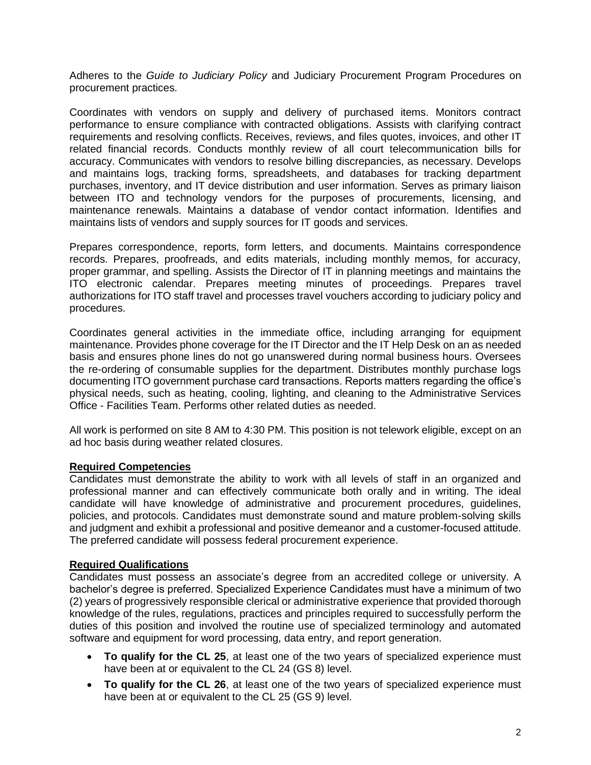Adheres to the *Guide to Judiciary Policy* and Judiciary Procurement Program Procedures on procurement practices.

Coordinates with vendors on supply and delivery of purchased items. Monitors contract performance to ensure compliance with contracted obligations. Assists with clarifying contract requirements and resolving conflicts. Receives, reviews, and files quotes, invoices, and other IT related financial records. Conducts monthly review of all court telecommunication bills for accuracy. Communicates with vendors to resolve billing discrepancies, as necessary. Develops and maintains logs, tracking forms, spreadsheets, and databases for tracking department purchases, inventory, and IT device distribution and user information. Serves as primary liaison between ITO and technology vendors for the purposes of procurements, licensing, and maintenance renewals. Maintains a database of vendor contact information. Identifies and maintains lists of vendors and supply sources for IT goods and services.

Prepares correspondence, reports, form letters, and documents. Maintains correspondence records. Prepares, proofreads, and edits materials, including monthly memos, for accuracy, proper grammar, and spelling. Assists the Director of IT in planning meetings and maintains the ITO electronic calendar. Prepares meeting minutes of proceedings. Prepares travel authorizations for ITO staff travel and processes travel vouchers according to judiciary policy and procedures.

Coordinates general activities in the immediate office, including arranging for equipment maintenance. Provides phone coverage for the IT Director and the IT Help Desk on an as needed basis and ensures phone lines do not go unanswered during normal business hours. Oversees the re-ordering of consumable supplies for the department. Distributes monthly purchase logs documenting ITO government purchase card transactions. Reports matters regarding the office's physical needs, such as heating, cooling, lighting, and cleaning to the Administrative Services Office - Facilities Team. Performs other related duties as needed.

All work is performed on site 8 AM to 4:30 PM. This position is not telework eligible, except on an ad hoc basis during weather related closures.

## Required Competencies

Candidates must demonstrate the ability to work with all levels of staff in an organized and professional manner and can effectively communicate both orally and in writing. The ideal candidate will have knowledge of administrative and procurement procedures, guidelines, policies, and protocols. Candidates must demonstrate sound and mature problem-solving skills and judgment and exhibit a professional and positive demeanor and a customer-focused attitude. The preferred candidate will possess federal procurement experience.

## Required Qualifications

Candidates must possess an associate's degree from an accredited college or university. A bachelor's degree is preferred. Specialized Experience Candidates must have a minimum of two (2) years of progressively responsible clerical or administrative experience that provided thorough knowledge of the rules, regulations, practices and principles required to successfully perform the duties of this position and involved the routine use of specialized terminology and automated software and equipment for word processing, data entry, and report generation.

- **To qualify for the CL 25**, at least one of the two years of specialized experience must have been at or equivalent to the CL 24 (GS 8) level.
- **To qualify for the CL 26**, at least one of the two years of specialized experience must have been at or equivalent to the CL 25 (GS 9) level.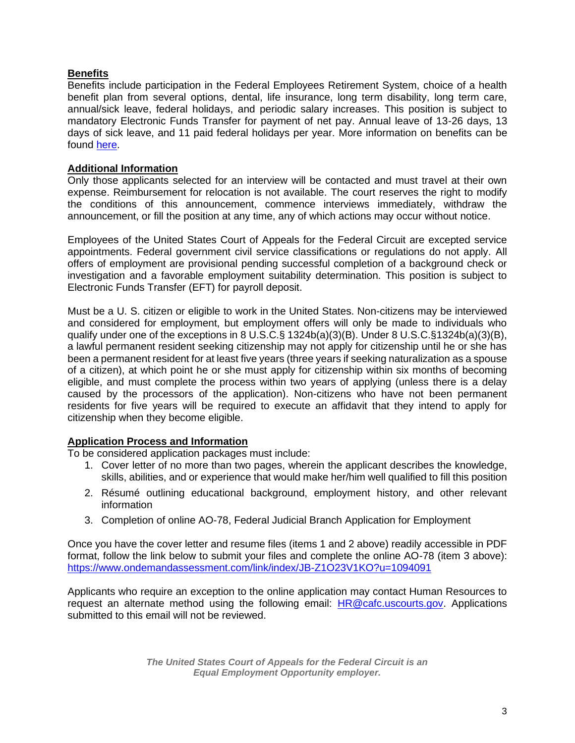## **Benefits**

Benefits include participation in the Federal Employees Retirement System, choice of a health benefit plan from several options, dental, life insurance, long term disability, long term care, annual/sick leave, federal holidays, and periodic salary increases. This position is subject to mandatory Electronic Funds Transfer for payment of net pay. Annual leave of 13-26 days, 13 days of sick leave, and 11 paid federal holidays per year. More information on benefits can be found here.

## **Additional Information**

Only those applicants selected for an interview will be contacted and must travel at their own expense. Reimbursement for relocation is not available. The court reserves the right to modify the conditions of this announcement, commence interviews immediately, withdraw the announcement, or fill the position at any time, any of which actions may occur without notice.

Employees of the United States Court of Appeals for the Federal Circuit are excepted service appointments. Federal government civil service classifications or regulations do not apply. All offers of employment are provisional pending successful completion of a background check or investigation and a favorable employment suitability determination. This position is subject to Electronic Funds Transfer (EFT) for payroll deposit.

Must be a U. S. citizen or eligible to work in the United States. Non-citizens may be interviewed and considered for employment, but employment offers will only be made to individuals who qualify under one of the exceptions in 8 U.S.C.§ 1324b(a)(3)(B). Under 8 U.S.C.§1324b(a)(3)(B), a lawful permanent resident seeking citizenship may not apply for citizenship until he or she has been a permanent resident for at least five years (three years if seeking naturalization as a spouse of a citizen), at which point he or she must apply for citizenship within six months of becoming eligible, and must complete the process within two years of applying (unless there is a delay caused by the processors of the application). Non-citizens who have not been permanent residents for five years will be required to execute an affidavit that they intend to apply for citizenship when they become eligible.

## **Application Process and Information**

To be considered application packages must include:

1. Cover letter of no more than two pages, wherein the applicant describes the knowledge, skills, abilities, and or experience that would make her/him well qualified to fill this position
2. Résumé outlining educational background, employment history, and other relevant information
3. Completion of online AO-78, Federal Judicial Branch Application for Employment

Once you have the cover letter and resume files (items 1 and 2 above) readily accessible in PDF format, follow the link below to submit your files and complete the online AO-78 (item 3 above): https://www.ondemandassessment.com/link/index/JB-Z1O23V1KO?u=1094091

Applicants who require an exception to the online application may contact Human Resources to request an alternate method using the following email: HR@cafc.uscourts.gov. Applications submitted to this email will not be reviewed.

***The United States Court of Appeals for the Federal Circuit is an Equal Employment Opportunity employer.***